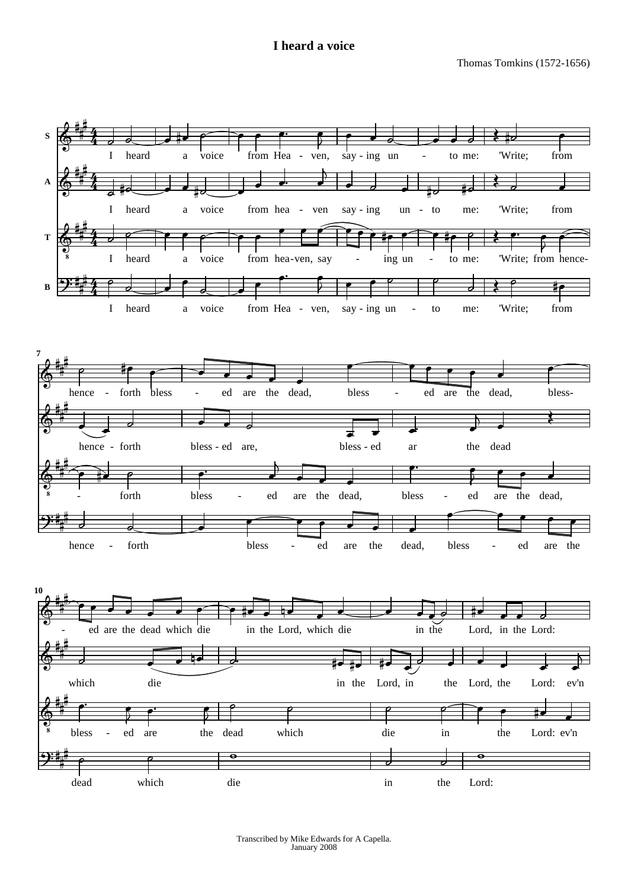# I heard a voice

Thomas Tomkins (1572-1656)

**S:** I heard a voice from Hea - ven, say - ing un - to me: 'Write; from hence - forth bless - ed are the dead, bless - ed are the dead, bless - ed are the dead which die in the Lord, which die in the Lord, in the Lord:

**A:** I heard a voice from hea - ven say - ing un - to me: 'Write; from hence - forth bless - ed are, bless - ed ar the dead which die in the Lord, in the Lord, the Lord: ev'n

**T:** I heard a voice from hea-ven, say - ing un - to me: 'Write; from hence - forth bless - ed are the dead, bless - ed are the dead, bless - ed are the dead which die in the Lord: ev'n

**B:** I heard a voice from Hea - ven, say - ing un - to me: 'Write; from hence - forth bless - ed are the dead, bless - ed are the dead which die in the Lord:

Transcribed by Mike Edwards for A Capella.
January 2008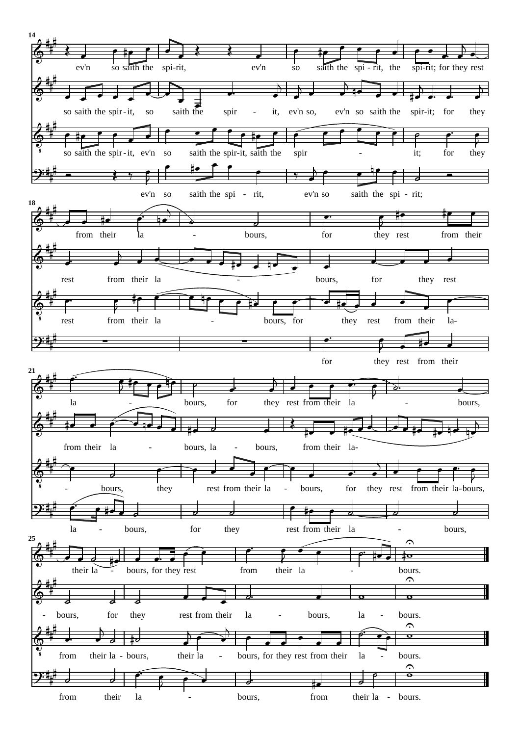14

ev'n so saith the spi-rit, ev'n so saith the spi - rit, the spi-rit; for they rest

so saith the spir - it, so saith the spir - it, ev'n so, ev'n so saith the spir-it; for they

so saith the spir - it, ev'n so saith the spir-it, saith the spir - it; for they

ev'n so saith the spi - rit, ev'n so saith the spi - rit;

18

from their la - bours, for they rest from their

rest from their la - bours, for they rest

rest from their la - bours, for they rest from their la-

for they rest from their

21

la - bours, for they rest from their la - bours,

from their la - bours, la - bours, from their la-

- bours, they rest from their la - bours, for they rest from their la-bours,

la - bours, for they rest from their la - bours,

25

their la - bours, for they rest from their la - bours.

- bours, for they rest from their la - bours, la - bours.

from their la - bours, their la - bours, for they rest from their la - bours.

from their la - bours, from their la - bours.